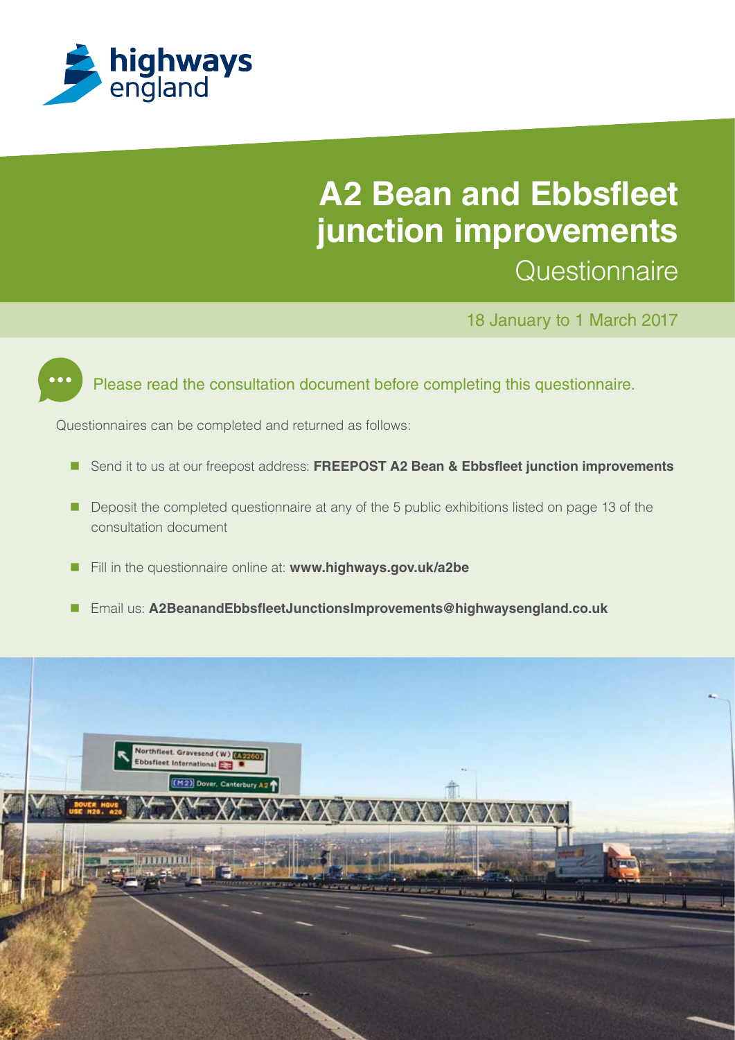highways england

# A2 Bean and Ebbsfleet junction improvements

## Questionnaire

18 January to 1 March 2017

Please read the consultation document before completing this questionnaire.

Questionnaires can be completed and returned as follows:

- Send it to us at our freepost address: **FREEPOST A2 Bean & Ebbsfleet junction improvements**
- Deposit the completed questionnaire at any of the 5 public exhibitions listed on page 13 of the consultation document
- Fill in the questionnaire online at: **www.highways.gov.uk/a2be**
- Email us: **A2BeanandEbbsfleetJunctionsImprovements@highwaysengland.co.uk**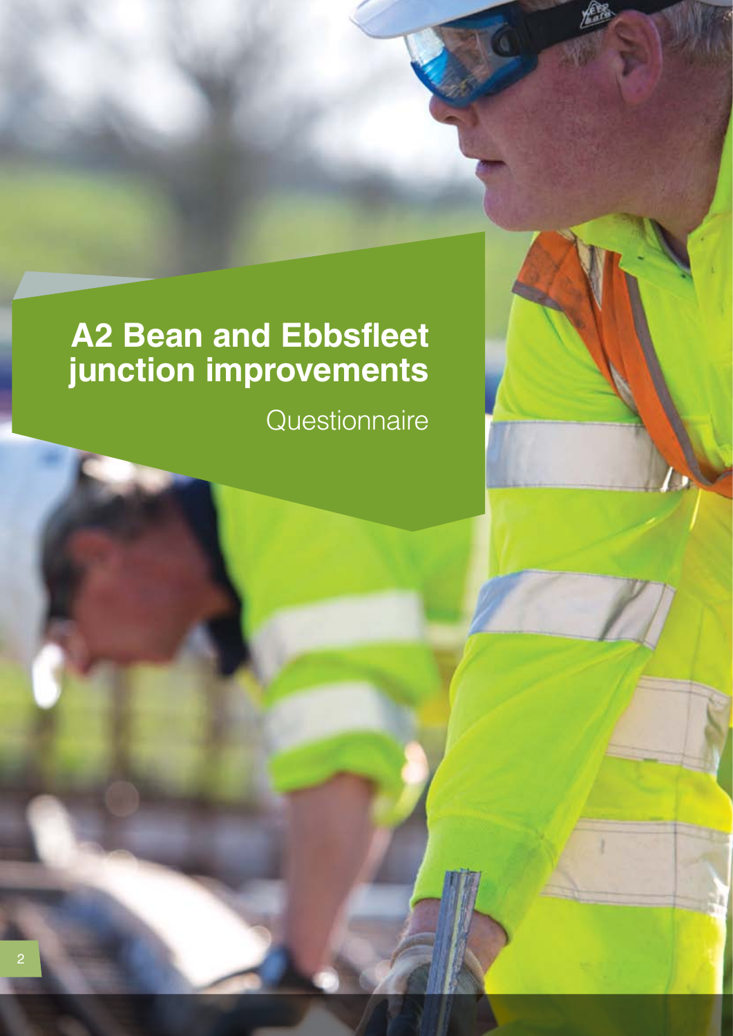# A2 Bean and Ebbsfleet junction improvements

Questionnaire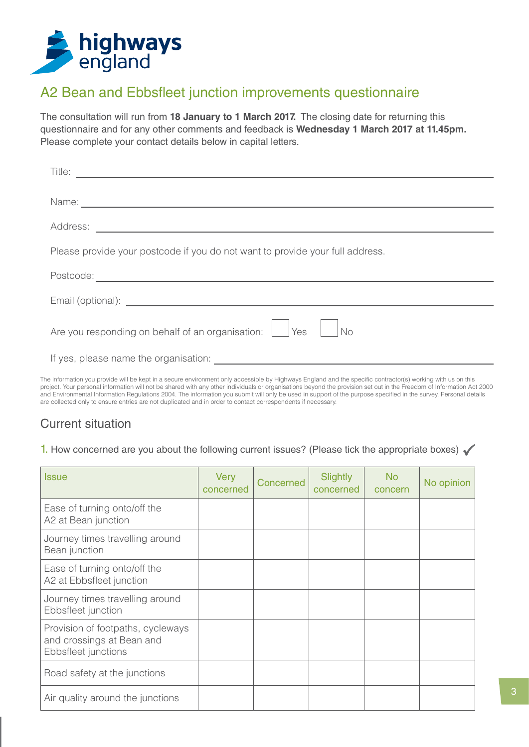# A2 Bean and Ebbsfleet junction improvements questionnaire

The consultation will run from **18 January to 1 March 2017.** The closing date for returning this questionnaire and for any other comments and feedback is **Wednesday 1 March 2017 at 11.45pm.** Please complete your contact details below in capital letters.

Title: ______________________________

Name: ______________________________

Address: ______________________________

Please provide your postcode if you do not want to provide your full address.

Postcode: ______________________________

Email (optional): ______________________________

Are you responding on behalf of an organisation: ☐ Yes ☐ No

If yes, please name the organisation: ______________________________

The information you provide will be kept in a secure environment only accessible by Highways England and the specific contractor(s) working with us on this project. Your personal information will not be shared with any other individuals or organisations beyond the provision set out in the Freedom of Information Act 2000 and Environmental Information Regulations 2004. The information you submit will only be used in support of the purpose specified in the survey. Personal details are collected only to ensure entries are not duplicated and in order to contact correspondents if necessary.

## Current situation

1. How concerned are you about the following current issues? (Please tick the appropriate boxes) ✓

| Issue | Very concerned | Concerned | Slightly concerned | No concern | No opinion |
|---|---|---|---|---|---|
| Ease of turning onto/off the A2 at Bean junction | | | | | |
| Journey times travelling around Bean junction | | | | | |
| Ease of turning onto/off the A2 at Ebbsfleet junction | | | | | |
| Journey times travelling around Ebbsfleet junction | | | | | |
| Provision of footpaths, cycleways and crossings at Bean and Ebbsfleet junctions | | | | | |
| Road safety at the junctions | | | | | |
| Air quality around the junctions | | | | | |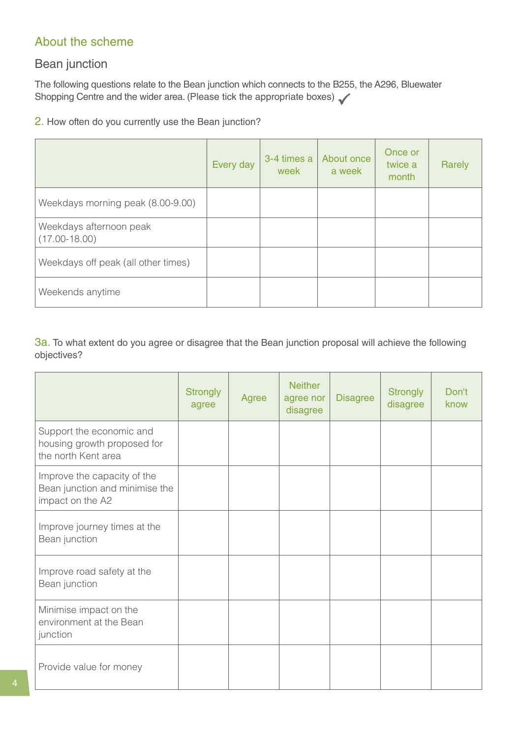## About the scheme

### Bean junction

The following questions relate to the Bean junction which connects to the B255, the A296, Bluewater Shopping Centre and the wider area. (Please tick the appropriate boxes) ✓

2. How often do you currently use the Bean junction?

| | Every day | 3-4 times a week | About once a week | Once or twice a month | Rarely |
|---|---|---|---|---|---|
| Weekdays morning peak (8.00-9.00) | | | | | |
| Weekdays afternoon peak (17.00-18.00) | | | | | |
| Weekdays off peak (all other times) | | | | | |
| Weekends anytime | | | | | |

3a. To what extent do you agree or disagree that the Bean junction proposal will achieve the following objectives?

| | Strongly agree | Agree | Neither agree nor disagree | Disagree | Strongly disagree | Don't know |
|---|---|---|---|---|---|---|
| Support the economic and housing growth proposed for the north Kent area | | | | | | |
| Improve the capacity of the Bean junction and minimise the impact on the A2 | | | | | | |
| Improve journey times at the Bean junction | | | | | | |
| Improve road safety at the Bean junction | | | | | | |
| Minimise impact on the environment at the Bean junction | | | | | | |
| Provide value for money | | | | | | |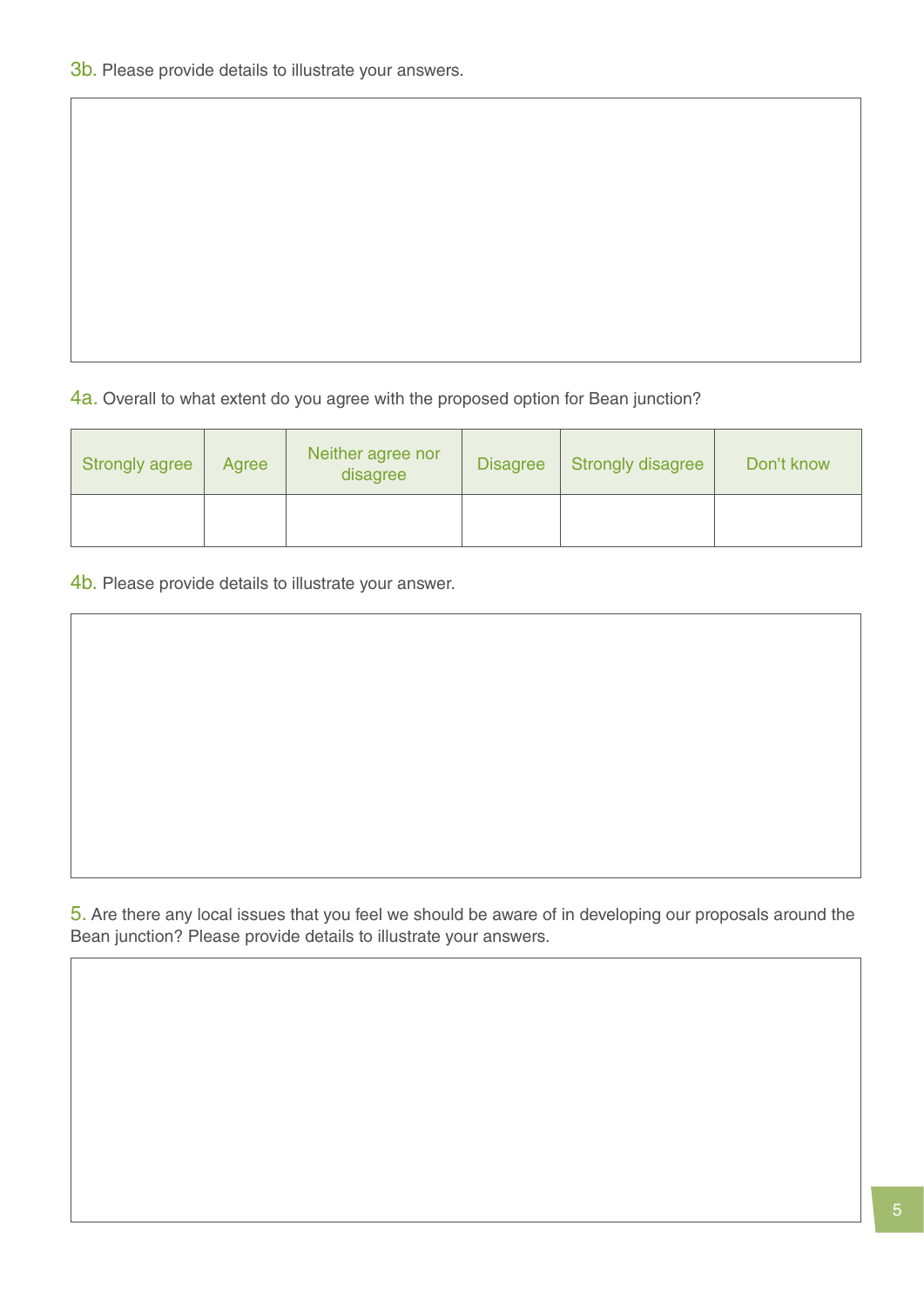3b. Please provide details to illustrate your answers.

4a. Overall to what extent do you agree with the proposed option for Bean junction?

| Strongly agree | Agree | Neither agree nor disagree | Disagree | Strongly disagree | Don't know |
|---|---|---|---|---|---|
| | | | | | |

4b. Please provide details to illustrate your answer.

5. Are there any local issues that you feel we should be aware of in developing our proposals around the Bean junction? Please provide details to illustrate your answers.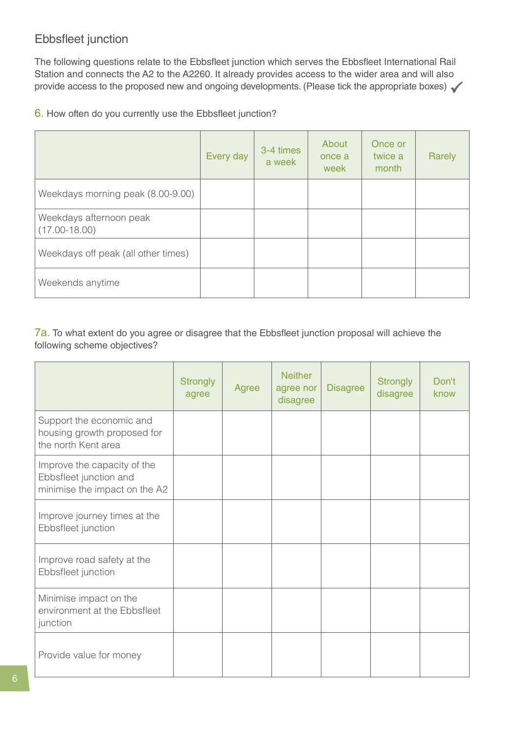## Ebbsfleet junction

The following questions relate to the Ebbsfleet junction which serves the Ebbsfleet International Rail Station and connects the A2 to the A2260. It already provides access to the wider area and will also provide access to the proposed new and ongoing developments. (Please tick the appropriate boxes) ✓

**6.** How often do you currently use the Ebbsfleet junction?

| | Every day | 3-4 times a week | About once a week | Once or twice a month | Rarely |
|---|---|---|---|---|---|
| Weekdays morning peak (8.00-9.00) | | | | | |
| Weekdays afternoon peak (17.00-18.00) | | | | | |
| Weekdays off peak (all other times) | | | | | |
| Weekends anytime | | | | | |

**7a.** To what extent do you agree or disagree that the Ebbsfleet junction proposal will achieve the following scheme objectives?

| | Strongly agree | Agree | Neither agree nor disagree | Disagree | Strongly disagree | Don't know |
|---|---|---|---|---|---|---|
| Support the economic and housing growth proposed for the north Kent area | | | | | | |
| Improve the capacity of the Ebbsfleet junction and minimise the impact on the A2 | | | | | | |
| Improve journey times at the Ebbsfleet junction | | | | | | |
| Improve road safety at the Ebbsfleet junction | | | | | | |
| Minimise impact on the environment at the Ebbsfleet junction | | | | | | |
| Provide value for money | | | | | | |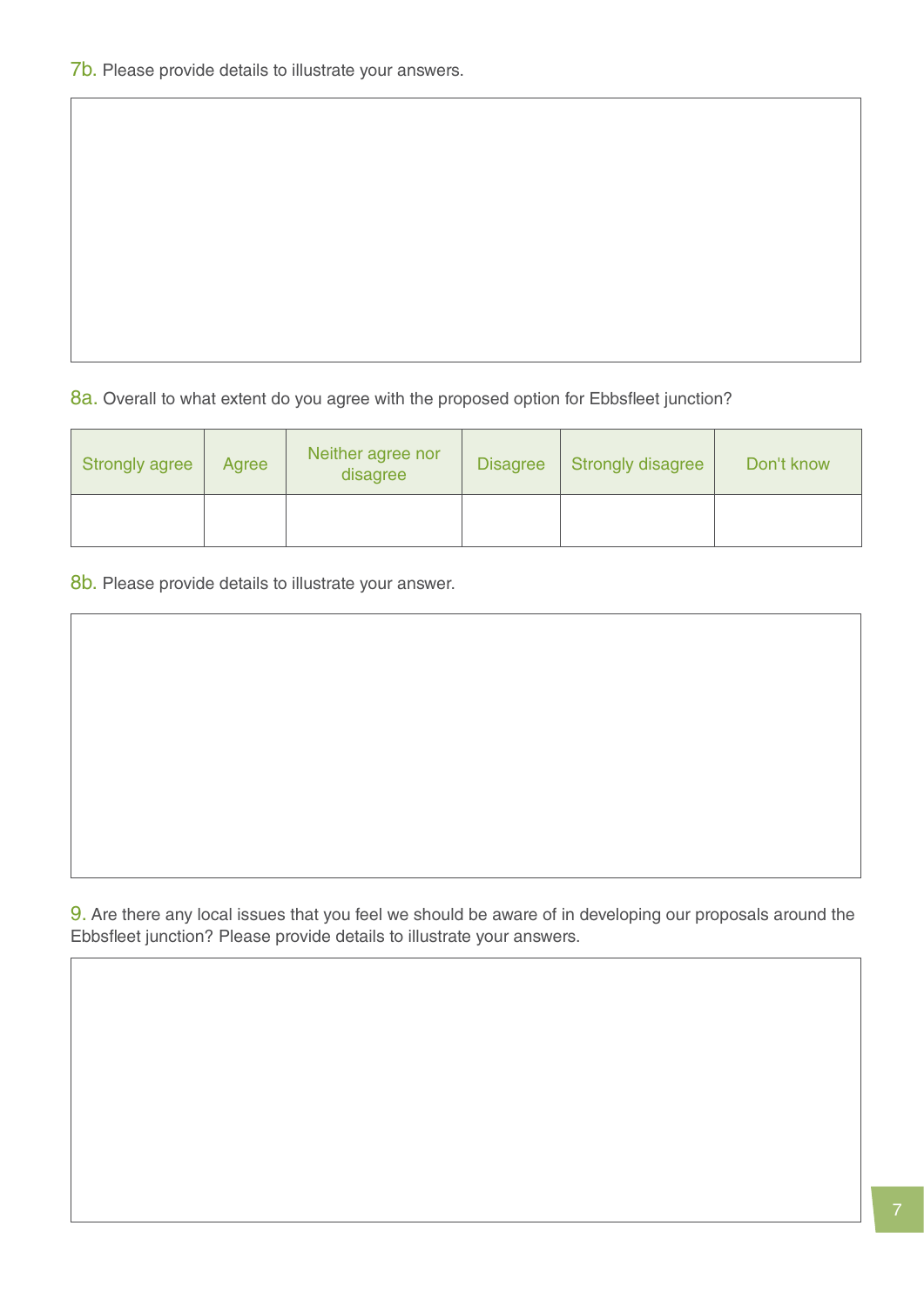7b. Please provide details to illustrate your answers.

8a. Overall to what extent do you agree with the proposed option for Ebbsfleet junction?

| Strongly agree | Agree | Neither agree nor disagree | Disagree | Strongly disagree | Don't know |
| --- | --- | --- | --- | --- | --- |
| | | | | | |

8b. Please provide details to illustrate your answer.

9. Are there any local issues that you feel we should be aware of in developing our proposals around the Ebbsfleet junction? Please provide details to illustrate your answers.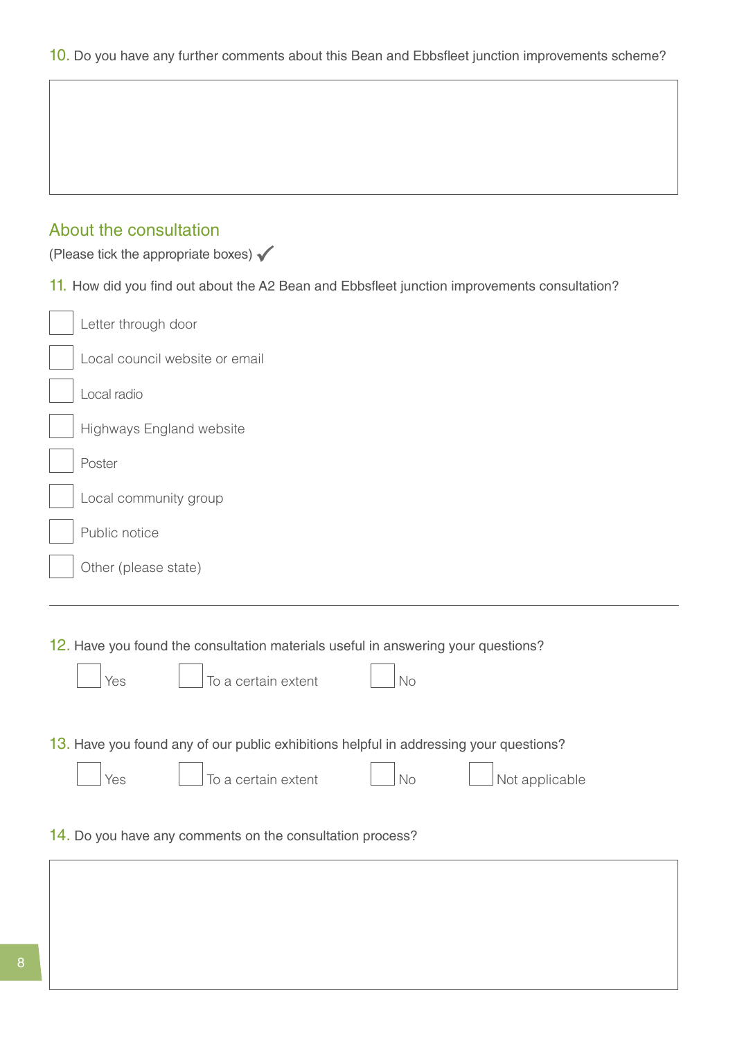10. Do you have any further comments about this Bean and Ebbsfleet junction improvements scheme?

## About the consultation

(Please tick the appropriate boxes) ✓

11. How did you find out about the A2 Bean and Ebbsfleet junction improvements consultation?

- ☐ Letter through door
- ☐ Local council website or email
- ☐ Local radio
- ☐ Highways England website
- ☐ Poster
- ☐ Local community group
- ☐ Public notice
- ☐ Other (please state)

12. Have you found the consultation materials useful in answering your questions?

☐ Yes ☐ To a certain extent ☐ No

13. Have you found any of our public exhibitions helpful in addressing your questions?

☐ Yes ☐ To a certain extent ☐ No ☐ Not applicable

14. Do you have any comments on the consultation process?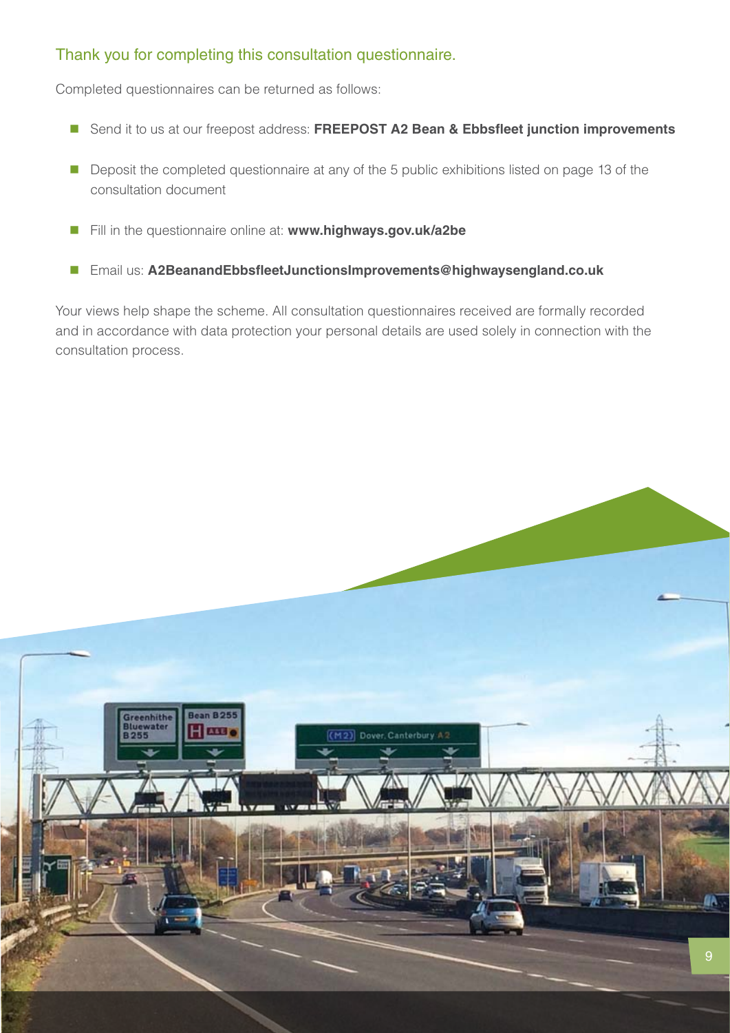## Thank you for completing this consultation questionnaire.

Completed questionnaires can be returned as follows:

- Send it to us at our freepost address: **FREEPOST A2 Bean & Ebbsfleet junction improvements**
- Deposit the completed questionnaire at any of the 5 public exhibitions listed on page 13 of the consultation document
- Fill in the questionnaire online at: **www.highways.gov.uk/a2be**
- Email us: **A2BeanandEbbsfleetJunctionsImprovements@highwaysengland.co.uk**

Your views help shape the scheme. All consultation questionnaires received are formally recorded and in accordance with data protection your personal details are used solely in connection with the consultation process.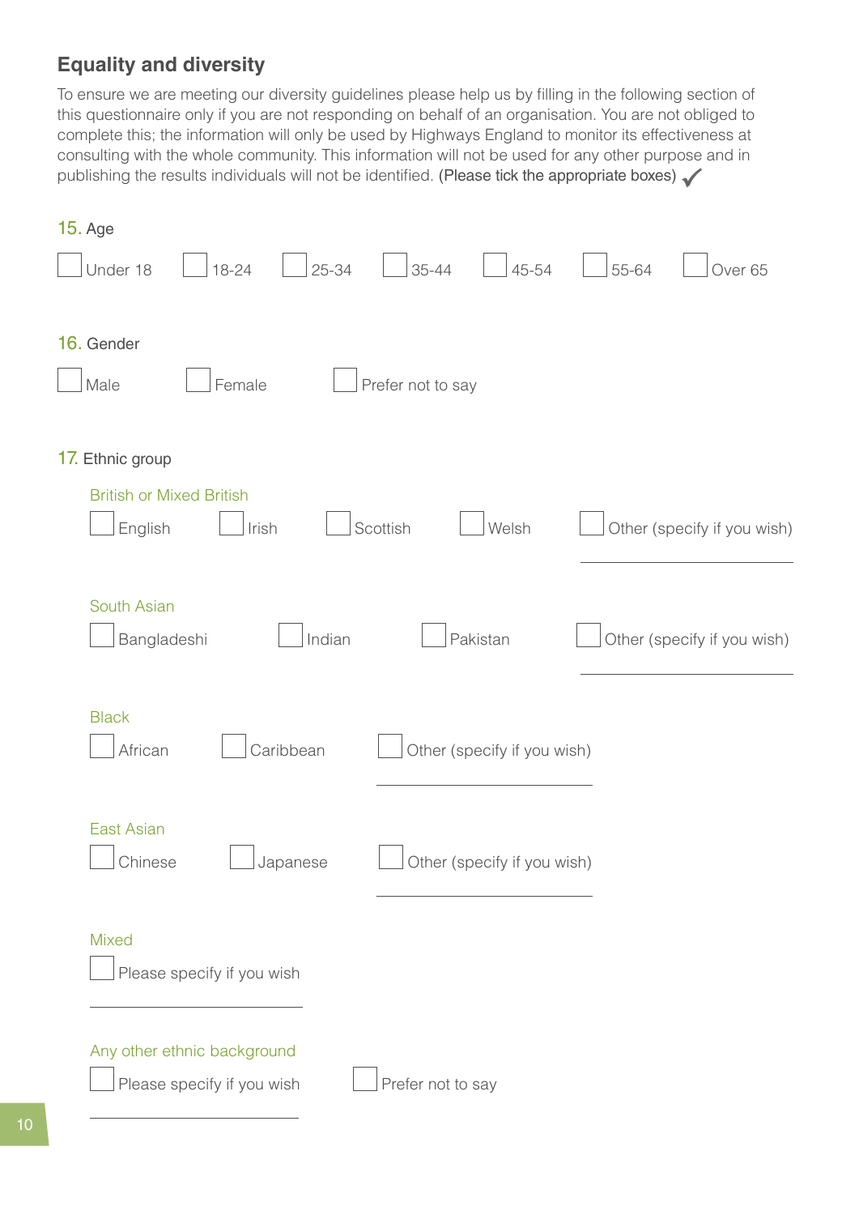## Equality and diversity

To ensure we are meeting our diversity guidelines please help us by filling in the following section of this questionnaire only if you are not responding on behalf of an organisation. You are not obliged to complete this; the information will only be used by Highways England to monitor its effectiveness at consulting with the whole community. This information will not be used for any other purpose and in publishing the results individuals will not be identified. (Please tick the appropriate boxes) ✓

**15.** Age

☐ Under 18 ☐ 18-24 ☐ 25-34 ☐ 35-44 ☐ 45-54 ☐ 55-64 ☐ Over 65

**16.** Gender

☐ Male ☐ Female ☐ Prefer not to say

**17.** Ethnic group

British or Mixed British

☐ English ☐ Irish ☐ Scottish ☐ Welsh ☐ Other (specify if you wish) ____________

South Asian

☐ Bangladeshi ☐ Indian ☐ Pakistan ☐ Other (specify if you wish) ____________

Black

☐ African ☐ Caribbean ☐ Other (specify if you wish) ____________

East Asian

☐ Chinese ☐ Japanese ☐ Other (specify if you wish) ____________

Mixed

☐ Please specify if you wish ____________

Any other ethnic background

☐ Please specify if you wish ____________ ☐ Prefer not to say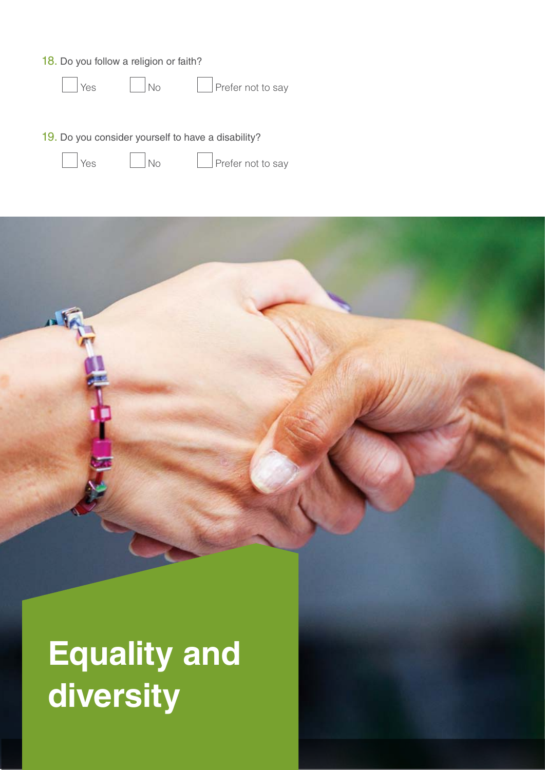18. Do you follow a religion or faith?

- [ ] Yes
- [ ] No
- [ ] Prefer not to say

19. Do you consider yourself to have a disability?

- [ ] Yes
- [ ] No
- [ ] Prefer not to say

# Equality and diversity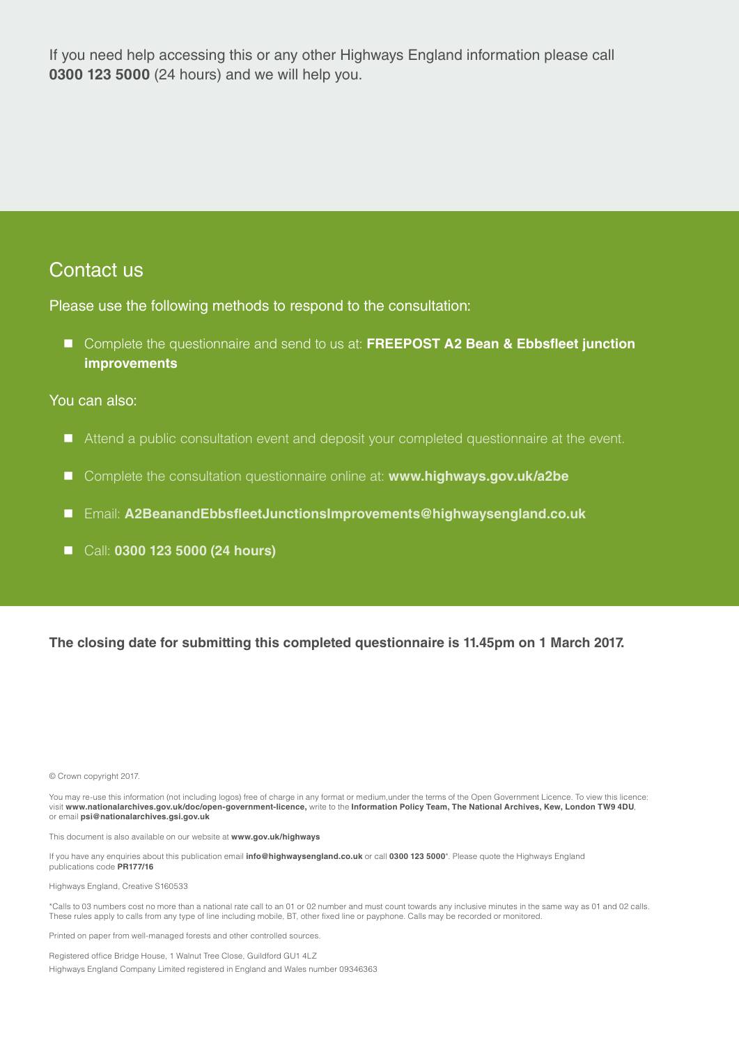If you need help accessing this or any other Highways England information please call **0300 123 5000** (24 hours) and we will help you.

## Contact us

Please use the following methods to respond to the consultation:

- Complete the questionnaire and send to us at: **FREEPOST A2 Bean & Ebbsfleet junction improvements**

You can also:

- Attend a public consultation event and deposit your completed questionnaire at the event.
- Complete the consultation questionnaire online at: **www.highways.gov.uk/a2be**
- Email: **A2BeanandEbbsfleetJunctionsImprovements@highwaysengland.co.uk**
- Call: **0300 123 5000 (24 hours)**

**The closing date for submitting this completed questionnaire is 11.45pm on 1 March 2017.**

© Crown copyright 2017.

You may re-use this information (not including logos) free of charge in any format or medium,under the terms of the Open Government Licence. To view this licence: visit **www.nationalarchives.gov.uk/doc/open-government-licence,** write to the **Information Policy Team, The National Archives, Kew, London TW9 4DU**, or email **psi@nationalarchives.gsi.gov.uk**

This document is also available on our website at **www.gov.uk/highways**

If you have any enquiries about this publication email **info@highwaysengland.co.uk** or call **0300 123 5000***. Please quote the Highways England publications code **PR177/16**

Highways England, Creative S160533

*Calls to 03 numbers cost no more than a national rate call to an 01 or 02 number and must count towards any inclusive minutes in the same way as 01 and 02 calls. These rules apply to calls from any type of line including mobile, BT, other fixed line or payphone. Calls may be recorded or monitored.

Printed on paper from well-managed forests and other controlled sources.

Registered office Bridge House, 1 Walnut Tree Close, Guildford GU1 4LZ
Highways England Company Limited registered in England and Wales number 09346363